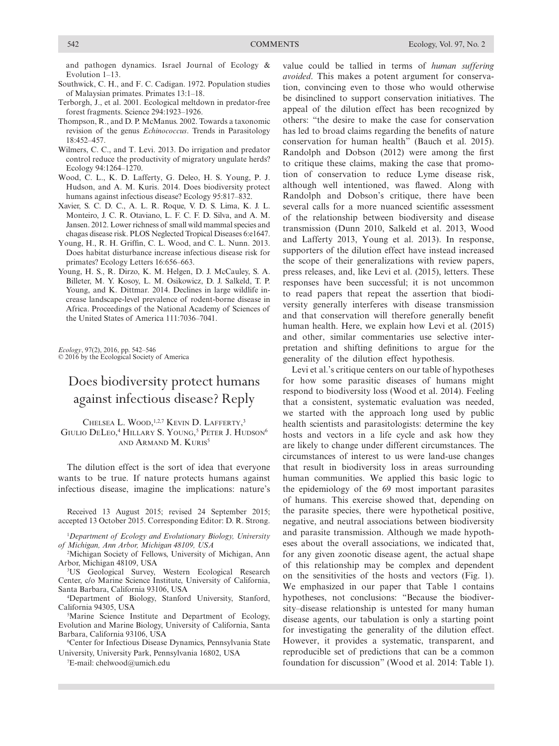and pathogen dynamics. Israel Journal of Ecology & Evolution 1–13.

Southwick, C. H., and F. C. Cadigan. 1972. Population studies of Malaysian primates. Primates 13:1–18.

Terborgh, J., et al. 2001. Ecological meltdown in predator-free forest fragments. Science 294:1923–1926.

Thompson, R., and D. P. McManus. 2002. Towards a taxonomic revision of the genus *Echinococcus*. Trends in Parasitology 18:452–457.

Wilmers, C. C., and T. Levi. 2013. Do irrigation and predator control reduce the productivity of migratory ungulate herds? Ecology 94:1264–1270.

Wood, C. L., K. D. Lafferty, G. Deleo, H. S. Young, P. J. Hudson, and A. M. Kuris. 2014. Does biodiversity protect humans against infectious disease? Ecology 95:817–832.

Xavier, S. C. D. C., A. L. R. Roque, V. D. S. Lima, K. J. L. Monteiro, J. C. R. Otaviano, L. F. C. F. D. Silva, and A. M. Jansen. 2012. Lower richness of small wild mammal species and chagas disease risk. PLOS Neglected Tropical Diseases 6:e1647.

Young, H., R. H. Griffin, C. L. Wood, and C. L. Nunn. 2013. Does habitat disturbance increase infectious disease risk for primates? Ecology Letters 16:656–663.

Young, H. S., R. Dirzo, K. M. Helgen, D. J. McCauley, S. A. Billeter, M. Y. Kosoy, L. M. Osikowicz, D. J. Salkeld, T. P. Young, and K. Dittmar. 2014. Declines in large wildlife increase landscape-level prevalence of rodent-borne disease in Africa. Proceedings of the National Academy of Sciences of the United States of America 111:7036–7041.

*Ecology*, 97(2), 2016, pp. 542–546
© 2016 by the Ecological Society of America

# Does biodiversity protect humans against infectious disease? Reply

Chelsea L. Wood,[1,2,7] Kevin D. Lafferty,[3] Giulio DeLeo,[4] Hillary S. Young,[5] Peter J. Hudson[6] and Armand M. Kuris[5]

The dilution effect is the sort of idea that everyone wants to be true. If nature protects humans against infectious disease, imagine the implications: nature's value could be tallied in terms of *human suffering avoided*. This makes a potent argument for conservation, convincing even to those who would otherwise be disinclined to support conservation initiatives. The appeal of the dilution effect has been recognized by others: "the desire to make the case for conservation has led to broad claims regarding the benefits of nature conservation for human health" (Bauch et al. 2015). Randolph and Dobson (2012) were among the first to critique these claims, making the case that promotion of conservation to reduce Lyme disease risk, although well intentioned, was flawed. Along with Randolph and Dobson's critique, there have been several calls for a more nuanced scientific assessment of the relationship between biodiversity and disease transmission (Dunn 2010, Salkeld et al. 2013, Wood and Lafferty 2013, Young et al. 2013). In response, supporters of the dilution effect have instead increased the scope of their generalizations with review papers, press releases, and, like Levi et al. (2015), letters. These responses have been successful; it is not uncommon to read papers that repeat the assertion that biodiversity generally interferes with disease transmission and that conservation will therefore generally benefit human health. Here, we explain how Levi et al. (2015) and other, similar commentaries use selective interpretation and shifting definitions to argue for the generality of the dilution effect hypothesis.

Levi et al.'s critique centers on our table of hypotheses for how some parasitic diseases of humans might respond to biodiversity loss (Wood et al. 2014). Feeling that a consistent, systematic evaluation was needed, we started with the approach long used by public health scientists and parasitologists: determine the key hosts and vectors in a life cycle and ask how they are likely to change under different circumstances. The circumstances of interest to us were land-use changes that result in biodiversity loss in areas surrounding human communities. We applied this basic logic to the epidemiology of the 69 most important parasites of humans. This exercise showed that, depending on the parasite species, there were hypothetical positive, negative, and neutral associations between biodiversity and parasite transmission. Although we made hypotheses about the overall associations, we indicated that, for any given zoonotic disease agent, the actual shape of this relationship may be complex and dependent on the sensitivities of the hosts and vectors (Fig. 1). We emphasized in our paper that Table 1 contains hypotheses, not conclusions: "Because the biodiversity–disease relationship is untested for many human disease agents, our tabulation is only a starting point for investigating the generality of the dilution effect. However, it provides a systematic, transparent, and reproducible set of predictions that can be a common foundation for discussion" (Wood et al. 2014: Table 1).

Received 13 August 2015; revised 24 September 2015; accepted 13 October 2015. Corresponding Editor: D. R. Strong.

[1]*Department of Ecology and Evolutionary Biology, University of Michigan, Ann Arbor, Michigan 48109, USA*

[2]Michigan Society of Fellows, University of Michigan, Ann Arbor, Michigan 48109, USA

[3]US Geological Survey, Western Ecological Research Center, c/o Marine Science Institute, University of California, Santa Barbara, California 93106, USA

[4]Department of Biology, Stanford University, Stanford, California 94305, USA

[5]Marine Science Institute and Department of Ecology, Evolution and Marine Biology, University of California, Santa Barbara, California 93106, USA

[6]Center for Infectious Disease Dynamics, Pennsylvania State University, University Park, Pennsylvania 16802, USA

[7]E-mail: chelwood@umich.edu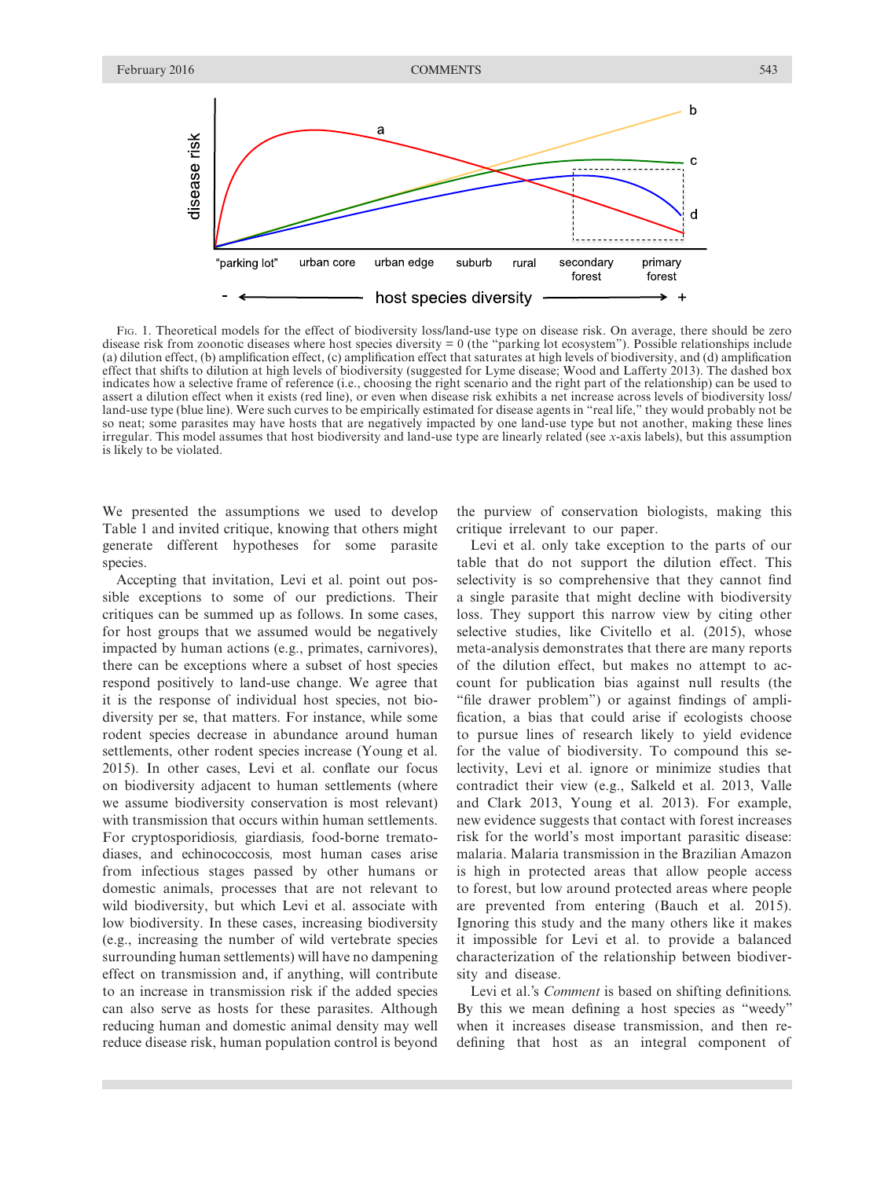disease risk

a

b

c

d

"parking lot" urban core urban edge suburb rural secondary forest primary forest

\- host species diversity +

Fig. 1. Theoretical models for the effect of biodiversity loss/land-use type on disease risk. On average, there should be zero disease risk from zoonotic diseases where host species diversity = 0 (the "parking lot ecosystem"). Possible relationships include (a) dilution effect, (b) amplification effect, (c) amplification effect that saturates at high levels of biodiversity, and (d) amplification effect that shifts to dilution at high levels of biodiversity (suggested for Lyme disease; Wood and Lafferty 2013). The dashed box indicates how a selective frame of reference (i.e., choosing the right scenario and the right part of the relationship) can be used to assert a dilution effect when it exists (red line), or even when disease risk exhibits a net increase across levels of biodiversity loss/land-use type (blue line). Were such curves to be empirically estimated for disease agents in "real life," they would probably not be so neat; some parasites may have hosts that are negatively impacted by one land-use type but not another, making these lines irregular. This model assumes that host biodiversity and land-use type are linearly related (see *x*-axis labels), but this assumption is likely to be violated.

We presented the assumptions we used to develop Table 1 and invited critique, knowing that others might generate different hypotheses for some parasite species.

Accepting that invitation, Levi et al. point out possible exceptions to some of our predictions. Their critiques can be summed up as follows. In some cases, for host groups that we assumed would be negatively impacted by human actions (e.g., primates, carnivores), there can be exceptions where a subset of host species respond positively to land-use change. We agree that it is the response of individual host species, not biodiversity per se, that matters. For instance, while some rodent species decrease in abundance around human settlements, other rodent species increase (Young et al. 2015). In other cases, Levi et al. conflate our focus on biodiversity adjacent to human settlements (where we assume biodiversity conservation is most relevant) with transmission that occurs within human settlements. For cryptosporidiosis, giardiasis, food-borne trematodiases, and echinococcosis, most human cases arise from infectious stages passed by other humans or domestic animals, processes that are not relevant to wild biodiversity, but which Levi et al. associate with low biodiversity. In these cases, increasing biodiversity (e.g., increasing the number of wild vertebrate species surrounding human settlements) will have no dampening effect on transmission and, if anything, will contribute to an increase in transmission risk if the added species can also serve as hosts for these parasites. Although reducing human and domestic animal density may well reduce disease risk, human population control is beyond the purview of conservation biologists, making this critique irrelevant to our paper.

Levi et al. only take exception to the parts of our table that do not support the dilution effect. This selectivity is so comprehensive that they cannot find a single parasite that might decline with biodiversity loss. They support this narrow view by citing other selective studies, like Civitello et al. (2015), whose meta-analysis demonstrates that there are many reports of the dilution effect, but makes no attempt to account for publication bias against null results (the "file drawer problem") or against findings of amplification, a bias that could arise if ecologists choose to pursue lines of research likely to yield evidence for the value of biodiversity. To compound this selectivity, Levi et al. ignore or minimize studies that contradict their view (e.g., Salkeld et al. 2013, Valle and Clark 2013, Young et al. 2013). For example, new evidence suggests that contact with forest increases risk for the world's most important parasitic disease: malaria. Malaria transmission in the Brazilian Amazon is high in protected areas that allow people access to forest, but low around protected areas where people are prevented from entering (Bauch et al. 2015). Ignoring this study and the many others like it makes it impossible for Levi et al. to provide a balanced characterization of the relationship between biodiversity and disease.

Levi et al.'s *Comment* is based on shifting definitions. By this we mean defining a host species as "weedy" when it increases disease transmission, and then redefining that host as an integral component of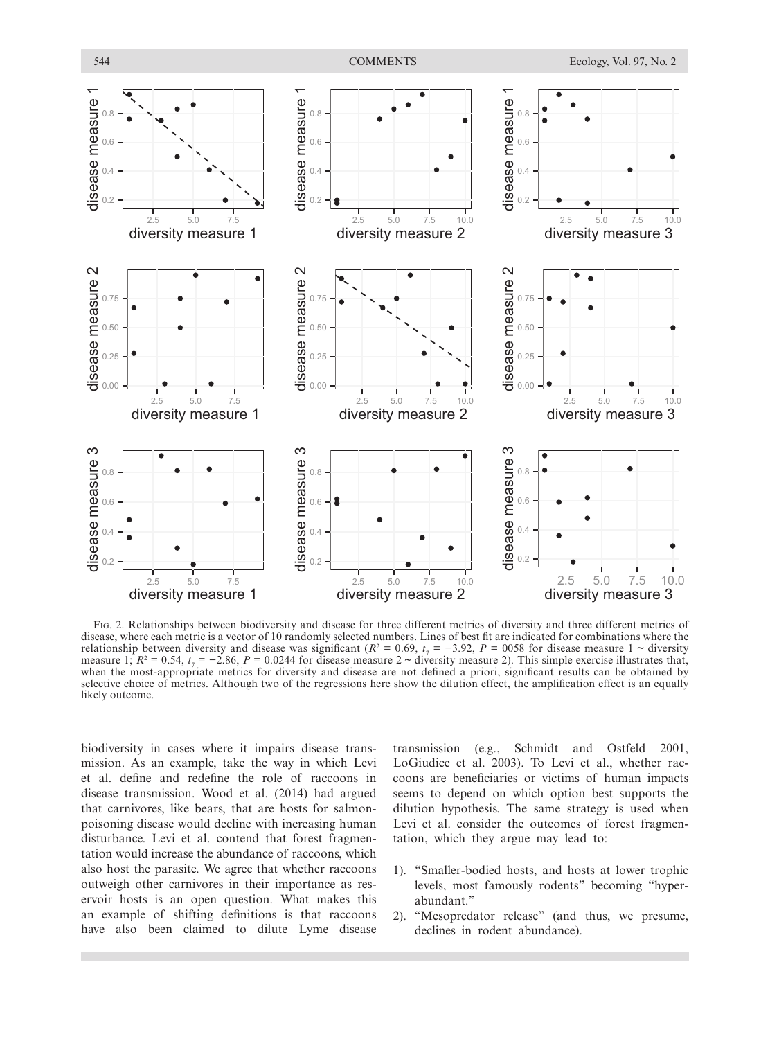FIG. 2. Relationships between biodiversity and disease for three different metrics of diversity and three different metrics of disease, where each metric is a vector of 10 randomly selected numbers. Lines of best fit are indicated for combinations where the relationship between diversity and disease was significant ($R^2 = 0.69$, $t_7 = -3.92$, $P = 0058$ for disease measure 1 ~ diversity measure 1; $R^2 = 0.54$, $t_7 = -2.86$, $P = 0.0244$ for disease measure 2 ~ diversity measure 2). This simple exercise illustrates that, when the most-appropriate metrics for diversity and disease are not defined a priori, significant results can be obtained by selective choice of metrics. Although two of the regressions here show the dilution effect, the amplification effect is an equally likely outcome.

biodiversity in cases where it impairs disease transmission. As an example, take the way in which Levi et al. define and redefine the role of raccoons in disease transmission. Wood et al. (2014) had argued that carnivores, like bears, that are hosts for salmon-poisoning disease would decline with increasing human disturbance. Levi et al. contend that forest fragmentation would increase the abundance of raccoons, which also host the parasite. We agree that whether raccoons outweigh other carnivores in their importance as reservoir hosts is an open question. What makes this an example of shifting definitions is that raccoons have also been claimed to dilute Lyme disease transmission (e.g., Schmidt and Ostfeld 2001, LoGiudice et al. 2003). To Levi et al., whether raccoons are beneficiaries or victims of human impacts seems to depend on which option best supports the dilution hypothesis. The same strategy is used when Levi et al. consider the outcomes of forest fragmentation, which they argue may lead to:

1). "Smaller-bodied hosts, and hosts at lower trophic levels, most famously rodents" becoming "hyperabundant."
2). "Mesopredator release" (and thus, we presume, declines in rodent abundance).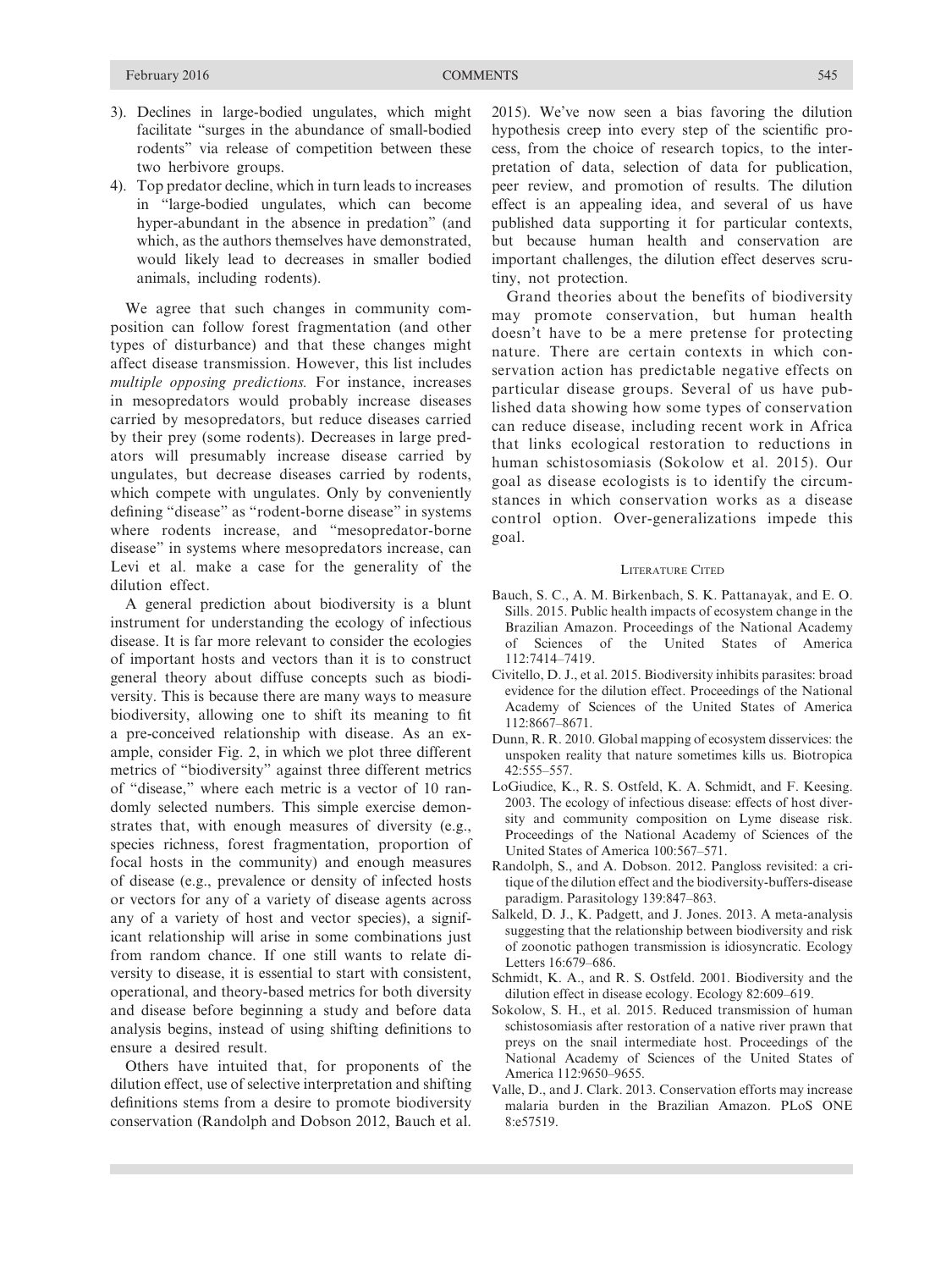3). Declines in large-bodied ungulates, which might facilitate "surges in the abundance of small-bodied rodents" via release of competition between these two herbivore groups.
4). Top predator decline, which in turn leads to increases in "large-bodied ungulates, which can become hyper-abundant in the absence in predation" (and which, as the authors themselves have demonstrated, would likely lead to decreases in smaller bodied animals, including rodents).

We agree that such changes in community composition can follow forest fragmentation (and other types of disturbance) and that these changes might affect disease transmission. However, this list includes *multiple opposing predictions.* For instance, increases in mesopredators would probably increase diseases carried by mesopredators, but reduce diseases carried by their prey (some rodents). Decreases in large predators will presumably increase disease carried by ungulates, but decrease diseases carried by rodents, which compete with ungulates. Only by conveniently defining "disease" as "rodent-borne disease" in systems where rodents increase, and "mesopredator-borne disease" in systems where mesopredators increase, can Levi et al. make a case for the generality of the dilution effect.

A general prediction about biodiversity is a blunt instrument for understanding the ecology of infectious disease. It is far more relevant to consider the ecologies of important hosts and vectors than it is to construct general theory about diffuse concepts such as biodiversity. This is because there are many ways to measure biodiversity, allowing one to shift its meaning to fit a pre-conceived relationship with disease. As an example, consider Fig. 2, in which we plot three different metrics of "biodiversity" against three different metrics of "disease," where each metric is a vector of 10 randomly selected numbers. This simple exercise demonstrates that, with enough measures of diversity (e.g., species richness, forest fragmentation, proportion of focal hosts in the community) and enough measures of disease (e.g., prevalence or density of infected hosts or vectors for any of a variety of disease agents across any of a variety of host and vector species), a significant relationship will arise in some combinations just from random chance. If one still wants to relate diversity to disease, it is essential to start with consistent, operational, and theory-based metrics for both diversity and disease before beginning a study and before data analysis begins, instead of using shifting definitions to ensure a desired result.

Others have intuited that, for proponents of the dilution effect, use of selective interpretation and shifting definitions stems from a desire to promote biodiversity conservation (Randolph and Dobson 2012, Bauch et al. 2015). We've now seen a bias favoring the dilution hypothesis creep into every step of the scientific process, from the choice of research topics, to the interpretation of data, selection of data for publication, peer review, and promotion of results. The dilution effect is an appealing idea, and several of us have published data supporting it for particular contexts, but because human health and conservation are important challenges, the dilution effect deserves scrutiny, not protection.

Grand theories about the benefits of biodiversity may promote conservation, but human health doesn't have to be a mere pretense for protecting nature. There are certain contexts in which conservation action has predictable negative effects on particular disease groups. Several of us have published data showing how some types of conservation can reduce disease, including recent work in Africa that links ecological restoration to reductions in human schistosomiasis (Sokolow et al. 2015). Our goal as disease ecologists is to identify the circumstances in which conservation works as a disease control option. Over-generalizations impede this goal.

## Literature Cited

Bauch, S. C., A. M. Birkenbach, S. K. Pattanayak, and E. O. Sills. 2015. Public health impacts of ecosystem change in the Brazilian Amazon. Proceedings of the National Academy of Sciences of the United States of America 112:7414–7419.

Civitello, D. J., et al. 2015. Biodiversity inhibits parasites: broad evidence for the dilution effect. Proceedings of the National Academy of Sciences of the United States of America 112:8667–8671.

Dunn, R. R. 2010. Global mapping of ecosystem disservices: the unspoken reality that nature sometimes kills us. Biotropica 42:555–557.

LoGiudice, K., R. S. Ostfeld, K. A. Schmidt, and F. Keesing. 2003. The ecology of infectious disease: effects of host diversity and community composition on Lyme disease risk. Proceedings of the National Academy of Sciences of the United States of America 100:567–571.

Randolph, S., and A. Dobson. 2012. Pangloss revisited: a critique of the dilution effect and the biodiversity-buffers-disease paradigm. Parasitology 139:847–863.

Salkeld, D. J., K. Padgett, and J. Jones. 2013. A meta-analysis suggesting that the relationship between biodiversity and risk of zoonotic pathogen transmission is idiosyncratic. Ecology Letters 16:679–686.

Schmidt, K. A., and R. S. Ostfeld. 2001. Biodiversity and the dilution effect in disease ecology. Ecology 82:609–619.

Sokolow, S. H., et al. 2015. Reduced transmission of human schistosomiasis after restoration of a native river prawn that preys on the snail intermediate host. Proceedings of the National Academy of Sciences of the United States of America 112:9650–9655.

Valle, D., and J. Clark. 2013. Conservation efforts may increase malaria burden in the Brazilian Amazon. PLoS ONE 8:e57519.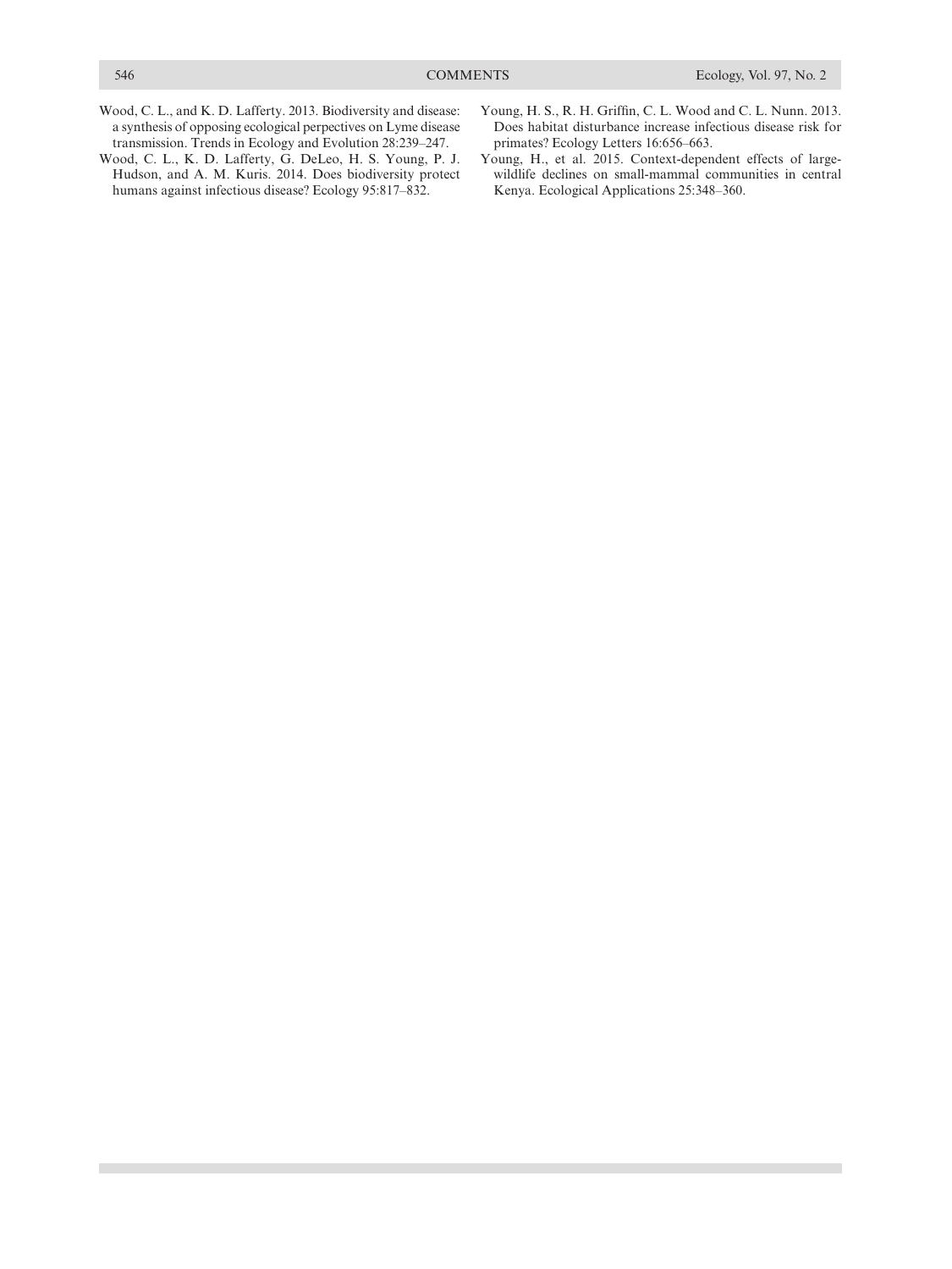Wood, C. L., and K. D. Lafferty. 2013. Biodiversity and disease: a synthesis of opposing ecological perpectives on Lyme disease transmission. Trends in Ecology and Evolution 28:239–247.

Wood, C. L., K. D. Lafferty, G. DeLeo, H. S. Young, P. J. Hudson, and A. M. Kuris. 2014. Does biodiversity protect humans against infectious disease? Ecology 95:817–832.

Young, H. S., R. H. Griffin, C. L. Wood and C. L. Nunn. 2013. Does habitat disturbance increase infectious disease risk for primates? Ecology Letters 16:656–663.

Young, H., et al. 2015. Context-dependent effects of large-wildlife declines on small-mammal communities in central Kenya. Ecological Applications 25:348–360.